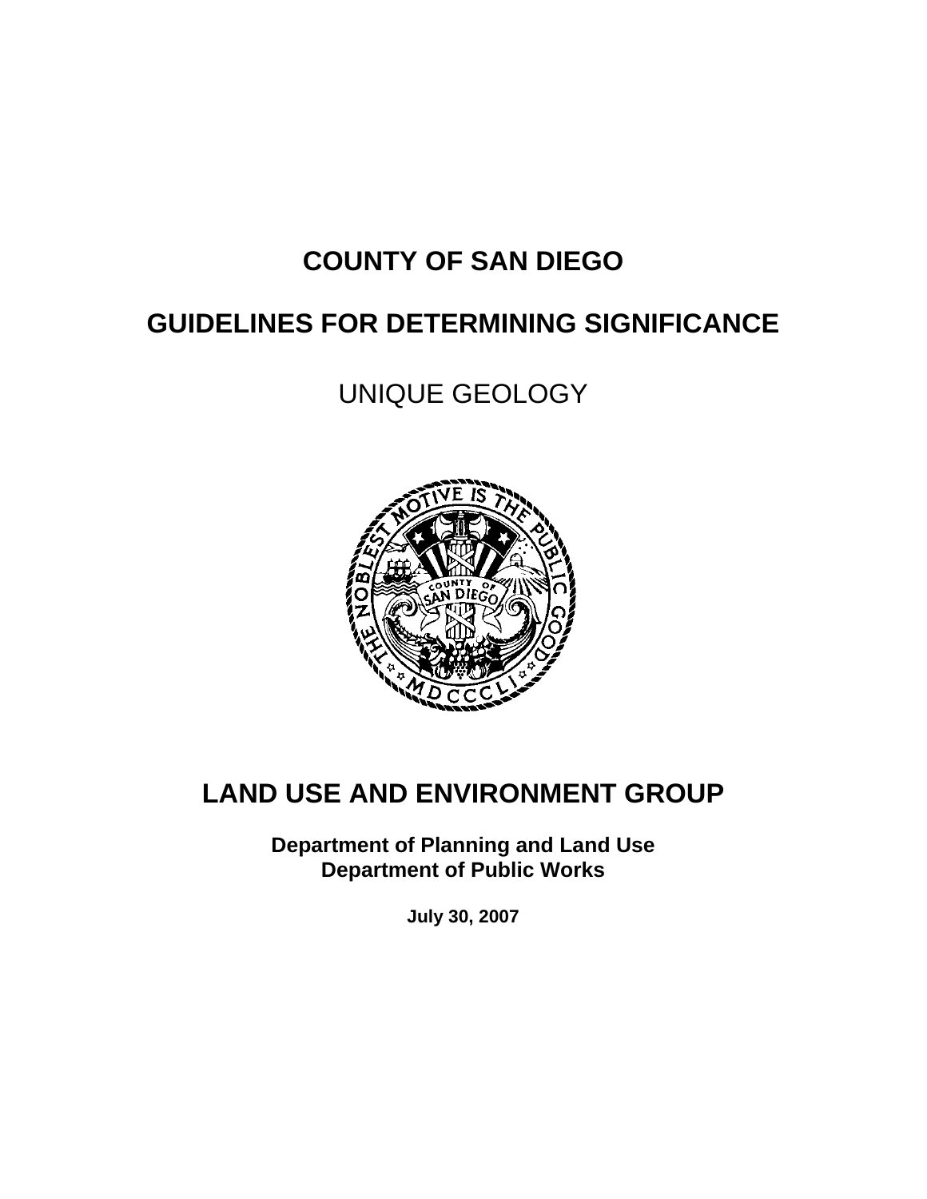# COUNTY OF SAN DIEGO

# GUIDELINES FOR DETERMINING SIGNIFICANCE

## UNIQUE GEOLOGY

# LAND USE AND ENVIRONMENT GROUP

**Department of Planning and Land Use**
**Department of Public Works**

**July 30, 2007**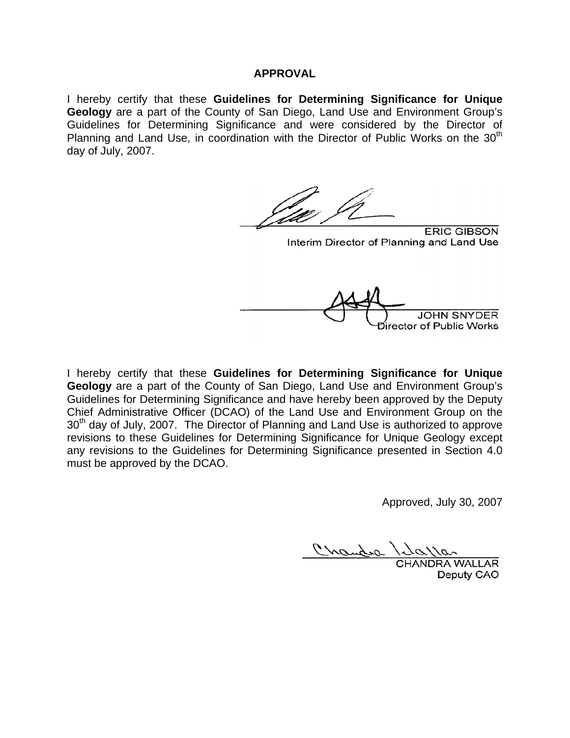## APPROVAL

I hereby certify that these **Guidelines for Determining Significance for Unique Geology** are a part of the County of San Diego, Land Use and Environment Group's Guidelines for Determining Significance and were considered by the Director of Planning and Land Use, in coordination with the Director of Public Works on the 30th day of July, 2007.

ERIC GIBSON
Interim Director of Planning and Land Use

JOHN SNYDER
Director of Public Works

I hereby certify that these **Guidelines for Determining Significance for Unique Geology** are a part of the County of San Diego, Land Use and Environment Group's Guidelines for Determining Significance and have hereby been approved by the Deputy Chief Administrative Officer (DCAO) of the Land Use and Environment Group on the 30th day of July, 2007. The Director of Planning and Land Use is authorized to approve revisions to these Guidelines for Determining Significance for Unique Geology except any revisions to the Guidelines for Determining Significance presented in Section 4.0 must be approved by the DCAO.

Approved, July 30, 2007

CHANDRA WALLAR
Deputy CAO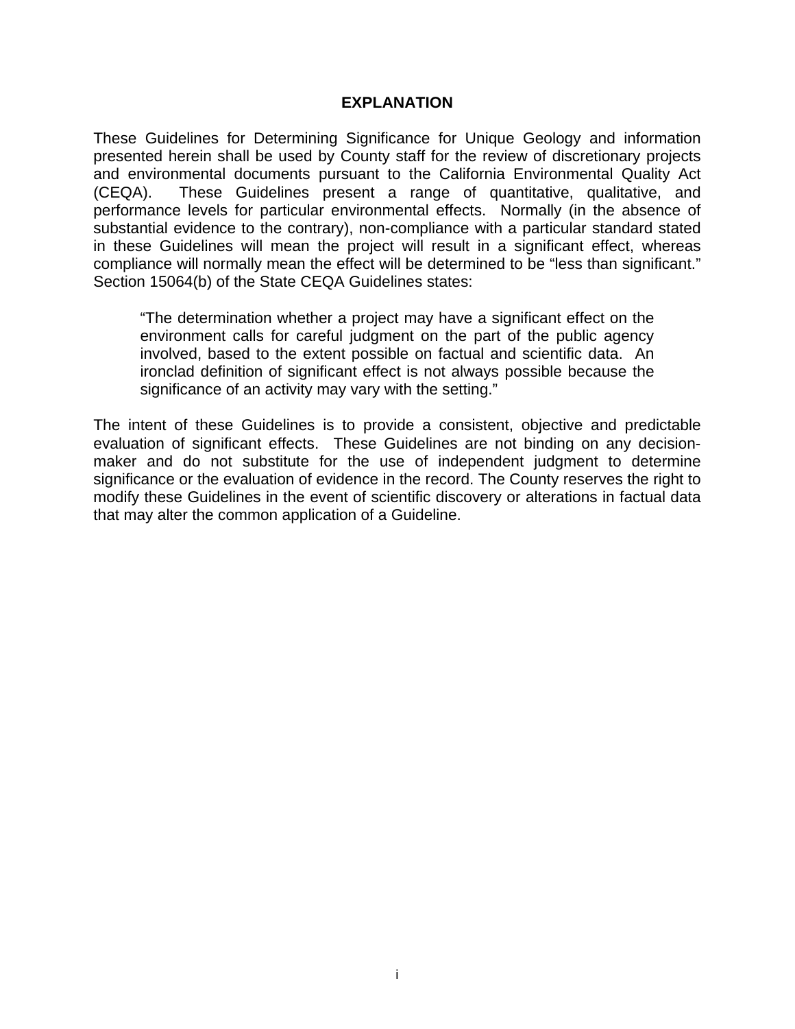## EXPLANATION

These Guidelines for Determining Significance for Unique Geology and information presented herein shall be used by County staff for the review of discretionary projects and environmental documents pursuant to the California Environmental Quality Act (CEQA). These Guidelines present a range of quantitative, qualitative, and performance levels for particular environmental effects. Normally (in the absence of substantial evidence to the contrary), non-compliance with a particular standard stated in these Guidelines will mean the project will result in a significant effect, whereas compliance will normally mean the effect will be determined to be "less than significant." Section 15064(b) of the State CEQA Guidelines states:

> "The determination whether a project may have a significant effect on the environment calls for careful judgment on the part of the public agency involved, based to the extent possible on factual and scientific data. An ironclad definition of significant effect is not always possible because the significance of an activity may vary with the setting."

The intent of these Guidelines is to provide a consistent, objective and predictable evaluation of significant effects. These Guidelines are not binding on any decision-maker and do not substitute for the use of independent judgment to determine significance or the evaluation of evidence in the record. The County reserves the right to modify these Guidelines in the event of scientific discovery or alterations in factual data that may alter the common application of a Guideline.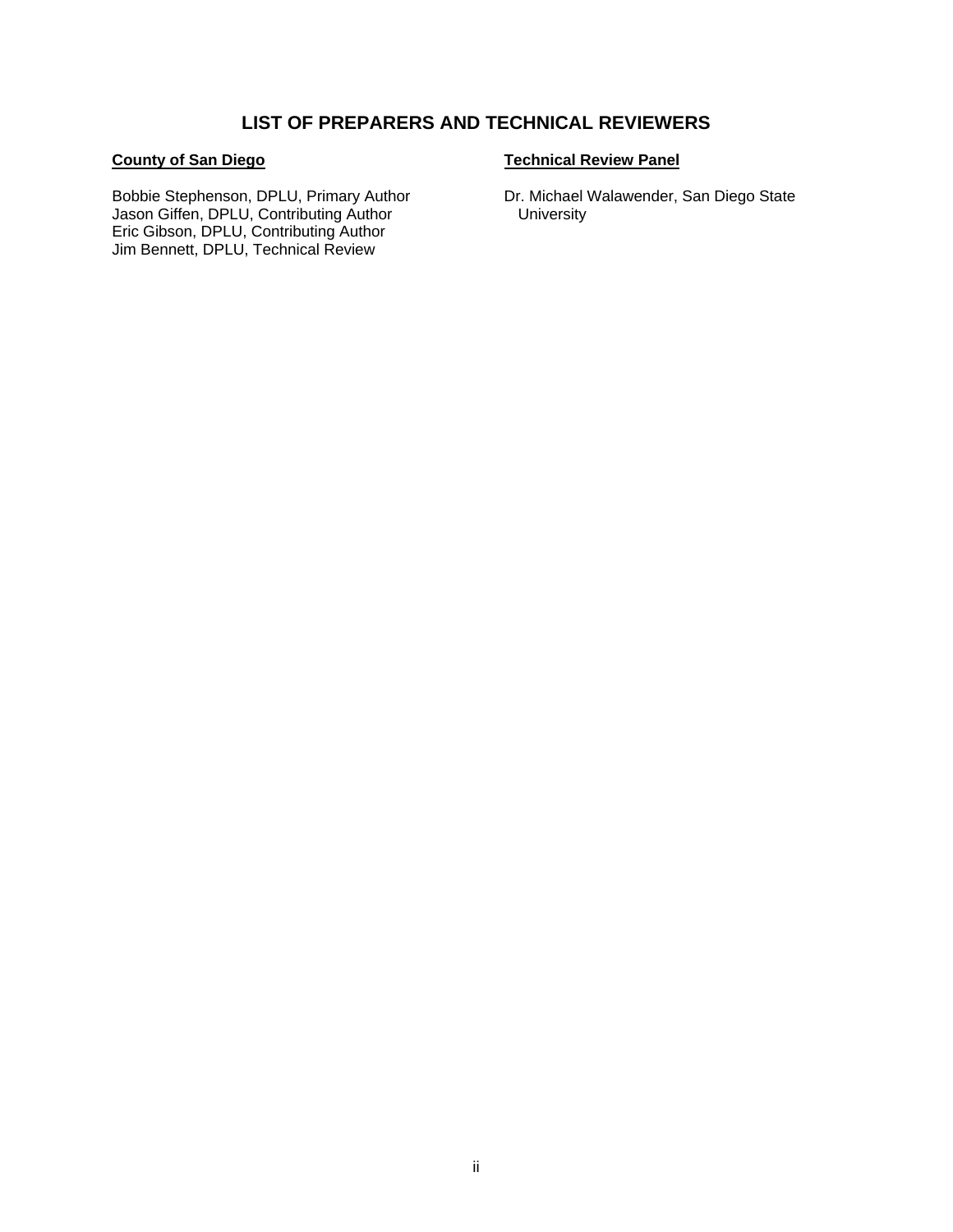## LIST OF PREPARERS AND TECHNICAL REVIEWERS

**County of San Diego**

Bobbie Stephenson, DPLU, Primary Author
Jason Giffen, DPLU, Contributing Author
Eric Gibson, DPLU, Contributing Author
Jim Bennett, DPLU, Technical Review

**Technical Review Panel**

Dr. Michael Walawender, San Diego State University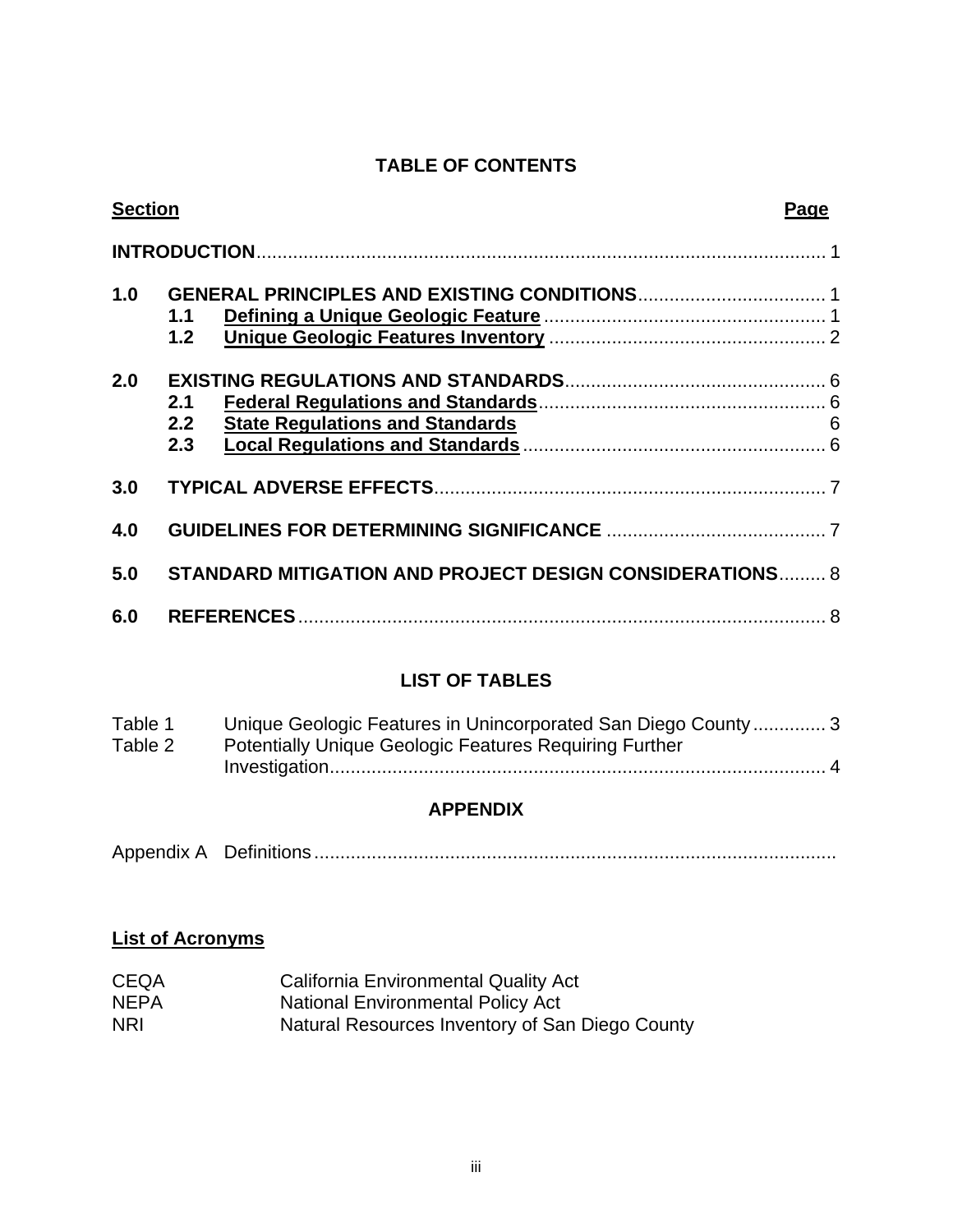## TABLE OF CONTENTS

| Section | | | Page |
|---|---|---|---|
| **INTRODUCTION** | | | 1 |
| **1.0** | **GENERAL PRINCIPLES AND EXISTING CONDITIONS** | | 1 |
| | **1.1** | **Defining a Unique Geologic Feature** | 1 |
| | **1.2** | **Unique Geologic Features Inventory** | 2 |
| **2.0** | **EXISTING REGULATIONS AND STANDARDS** | | 6 |
| | **2.1** | **Federal Regulations and Standards** | 6 |
| | **2.2** | **State Regulations and Standards** | 6 |
| | **2.3** | **Local Regulations and Standards** | 6 |
| **3.0** | **TYPICAL ADVERSE EFFECTS** | | 7 |
| **4.0** | **GUIDELINES FOR DETERMINING SIGNIFICANCE** | | 7 |
| **5.0** | **STANDARD MITIGATION AND PROJECT DESIGN CONSIDERATIONS** | | 8 |
| **6.0** | **REFERENCES** | | 8 |

## LIST OF TABLES

| | | |
|---|---|---|
| Table 1 | Unique Geologic Features in Unincorporated San Diego County | 3 |
| Table 2 | Potentially Unique Geologic Features Requiring Further Investigation | 4 |

## APPENDIX

Appendix A Definitions

**List of Acronyms**

| | |
|---|---|
| CEQA | California Environmental Quality Act |
| NEPA | National Environmental Policy Act |
| NRI | Natural Resources Inventory of San Diego County |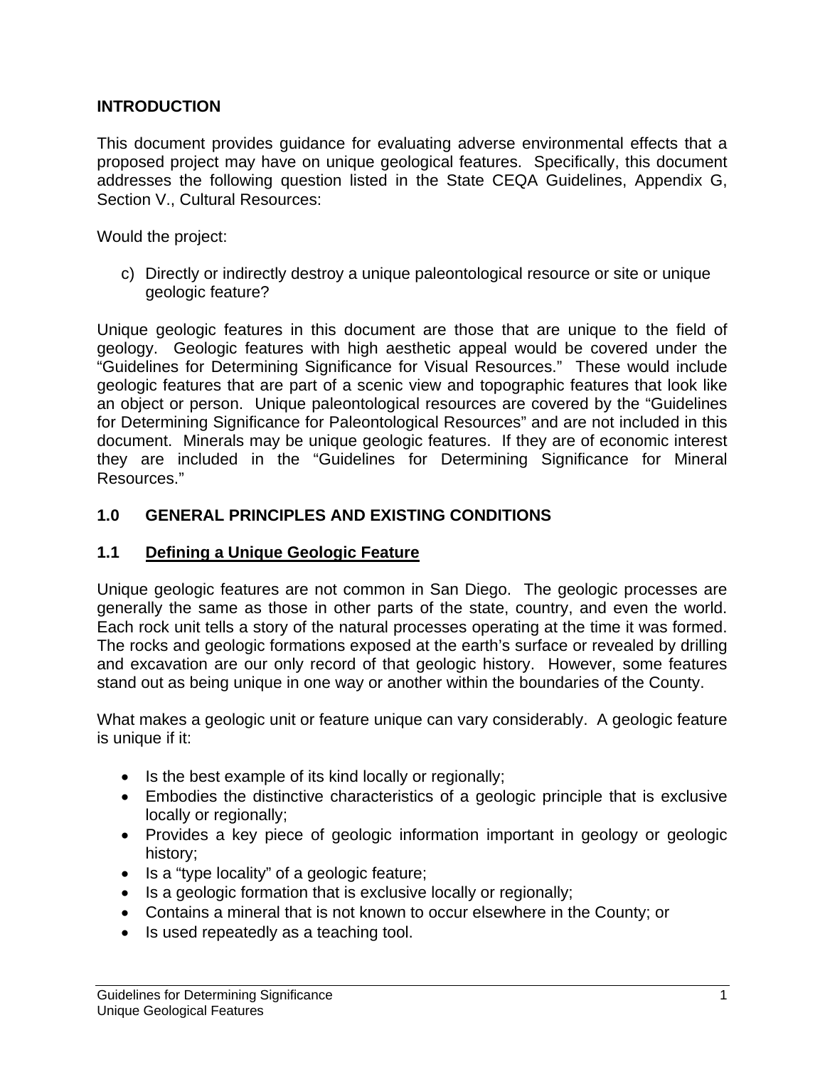## INTRODUCTION

This document provides guidance for evaluating adverse environmental effects that a proposed project may have on unique geological features. Specifically, this document addresses the following question listed in the State CEQA Guidelines, Appendix G, Section V., Cultural Resources:

Would the project:

c) Directly or indirectly destroy a unique paleontological resource or site or unique geologic feature?

Unique geologic features in this document are those that are unique to the field of geology. Geologic features with high aesthetic appeal would be covered under the "Guidelines for Determining Significance for Visual Resources." These would include geologic features that are part of a scenic view and topographic features that look like an object or person. Unique paleontological resources are covered by the "Guidelines for Determining Significance for Paleontological Resources" and are not included in this document. Minerals may be unique geologic features. If they are of economic interest they are included in the "Guidelines for Determining Significance for Mineral Resources."

## 1.0 GENERAL PRINCIPLES AND EXISTING CONDITIONS

### 1.1 Defining a Unique Geologic Feature

Unique geologic features are not common in San Diego. The geologic processes are generally the same as those in other parts of the state, country, and even the world. Each rock unit tells a story of the natural processes operating at the time it was formed. The rocks and geologic formations exposed at the earth's surface or revealed by drilling and excavation are our only record of that geologic history. However, some features stand out as being unique in one way or another within the boundaries of the County.

What makes a geologic unit or feature unique can vary considerably. A geologic feature is unique if it:

- Is the best example of its kind locally or regionally;
- Embodies the distinctive characteristics of a geologic principle that is exclusive locally or regionally;
- Provides a key piece of geologic information important in geology or geologic history;
- Is a "type locality" of a geologic feature;
- Is a geologic formation that is exclusive locally or regionally;
- Contains a mineral that is not known to occur elsewhere in the County; or
- Is used repeatedly as a teaching tool.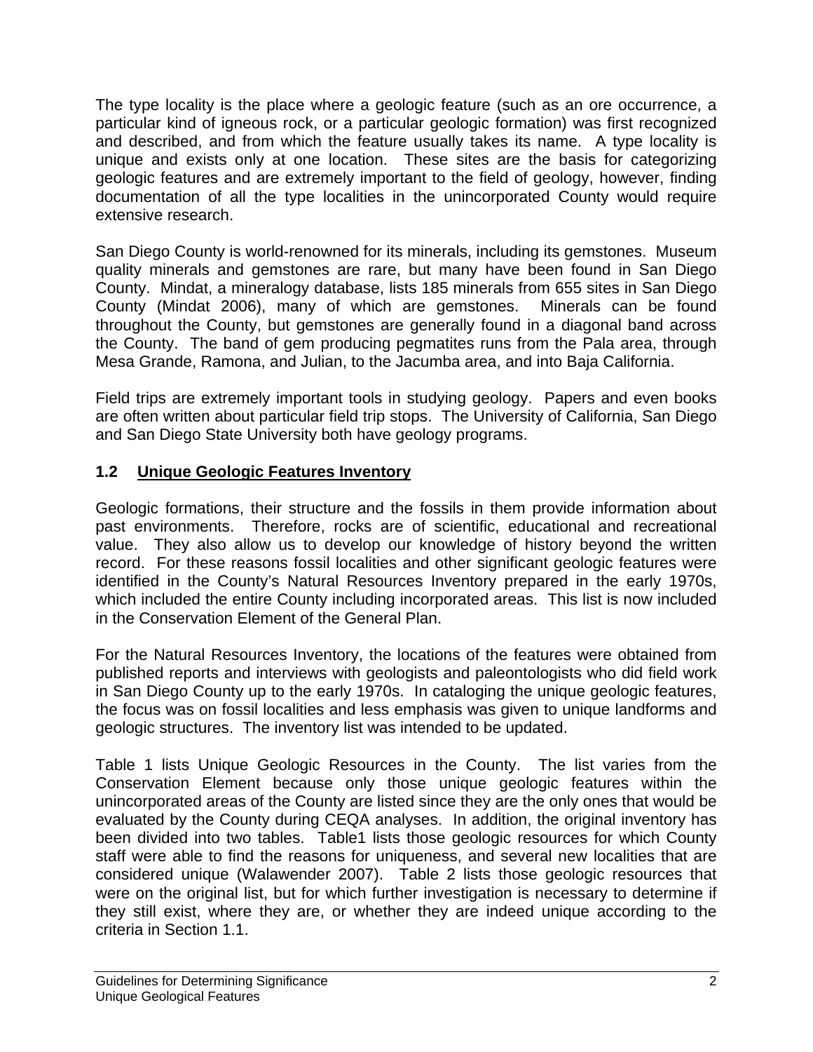The type locality is the place where a geologic feature (such as an ore occurrence, a particular kind of igneous rock, or a particular geologic formation) was first recognized and described, and from which the feature usually takes its name. A type locality is unique and exists only at one location. These sites are the basis for categorizing geologic features and are extremely important to the field of geology, however, finding documentation of all the type localities in the unincorporated County would require extensive research.

San Diego County is world-renowned for its minerals, including its gemstones. Museum quality minerals and gemstones are rare, but many have been found in San Diego County. Mindat, a mineralogy database, lists 185 minerals from 655 sites in San Diego County (Mindat 2006), many of which are gemstones. Minerals can be found throughout the County, but gemstones are generally found in a diagonal band across the County. The band of gem producing pegmatites runs from the Pala area, through Mesa Grande, Ramona, and Julian, to the Jacumba area, and into Baja California.

Field trips are extremely important tools in studying geology. Papers and even books are often written about particular field trip stops. The University of California, San Diego and San Diego State University both have geology programs.

## 1.2 Unique Geologic Features Inventory

Geologic formations, their structure and the fossils in them provide information about past environments. Therefore, rocks are of scientific, educational and recreational value. They also allow us to develop our knowledge of history beyond the written record. For these reasons fossil localities and other significant geologic features were identified in the County's Natural Resources Inventory prepared in the early 1970s, which included the entire County including incorporated areas. This list is now included in the Conservation Element of the General Plan.

For the Natural Resources Inventory, the locations of the features were obtained from published reports and interviews with geologists and paleontologists who did field work in San Diego County up to the early 1970s. In cataloging the unique geologic features, the focus was on fossil localities and less emphasis was given to unique landforms and geologic structures. The inventory list was intended to be updated.

Table 1 lists Unique Geologic Resources in the County. The list varies from the Conservation Element because only those unique geologic features within the unincorporated areas of the County are listed since they are the only ones that would be evaluated by the County during CEQA analyses. In addition, the original inventory has been divided into two tables. Table1 lists those geologic resources for which County staff were able to find the reasons for uniqueness, and several new localities that are considered unique (Walawender 2007). Table 2 lists those geologic resources that were on the original list, but for which further investigation is necessary to determine if they still exist, where they are, or whether they are indeed unique according to the criteria in Section 1.1.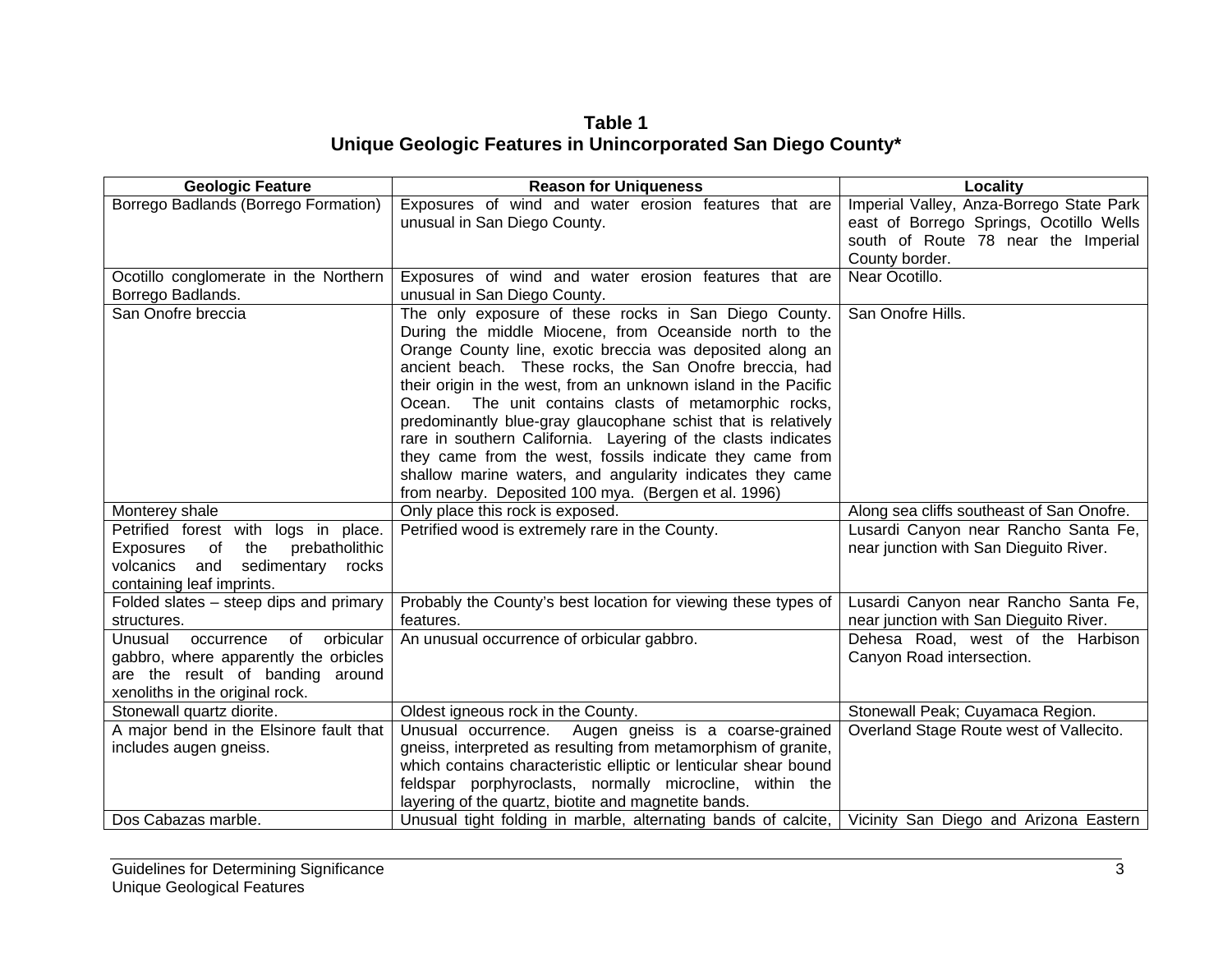**Table 1**
**Unique Geologic Features in Unincorporated San Diego County***

| Geologic Feature | Reason for Uniqueness | Locality |
|---|---|---|
| Borrego Badlands (Borrego Formation) | Exposures of wind and water erosion features that are unusual in San Diego County. | Imperial Valley, Anza-Borrego State Park east of Borrego Springs, Ocotillo Wells south of Route 78 near the Imperial County border. |
| Ocotillo conglomerate in the Northern Borrego Badlands. | Exposures of wind and water erosion features that are unusual in San Diego County. | Near Ocotillo. |
| San Onofre breccia | The only exposure of these rocks in San Diego County. During the middle Miocene, from Oceanside north to the Orange County line, exotic breccia was deposited along an ancient beach. These rocks, the San Onofre breccia, had their origin in the west, from an unknown island in the Pacific Ocean. The unit contains clasts of metamorphic rocks, predominantly blue-gray glaucophane schist that is relatively rare in southern California. Layering of the clasts indicates they came from the west, fossils indicate they came from shallow marine waters, and angularity indicates they came from nearby. Deposited 100 mya. (Bergen et al. 1996) | San Onofre Hills. |
| Monterey shale | Only place this rock is exposed. | Along sea cliffs southeast of San Onofre. |
| Petrified forest with logs in place. Exposures of the prebatholithic volcanics and sedimentary rocks containing leaf imprints. | Petrified wood is extremely rare in the County. | Lusardi Canyon near Rancho Santa Fe, near junction with San Dieguito River. |
| Folded slates – steep dips and primary structures. | Probably the County's best location for viewing these types of features. | Lusardi Canyon near Rancho Santa Fe, near junction with San Dieguito River. |
| Unusual occurrence of orbicular gabbro, where apparently the orbicles are the result of banding around xenoliths in the original rock. | An unusual occurrence of orbicular gabbro. | Dehesa Road, west of the Harbison Canyon Road intersection. |
| Stonewall quartz diorite. | Oldest igneous rock in the County. | Stonewall Peak; Cuyamaca Region. |
| A major bend in the Elsinore fault that includes augen gneiss. | Unusual occurrence. Augen gneiss is a coarse-grained gneiss, interpreted as resulting from metamorphism of granite, which contains characteristic elliptic or lenticular shear bound feldspar porphyroclasts, normally microcline, within the layering of the quartz, biotite and magnetite bands. | Overland Stage Route west of Vallecito. |
| Dos Cabazas marble. | Unusual tight folding in marble, alternating bands of calcite, | Vicinity San Diego and Arizona Eastern |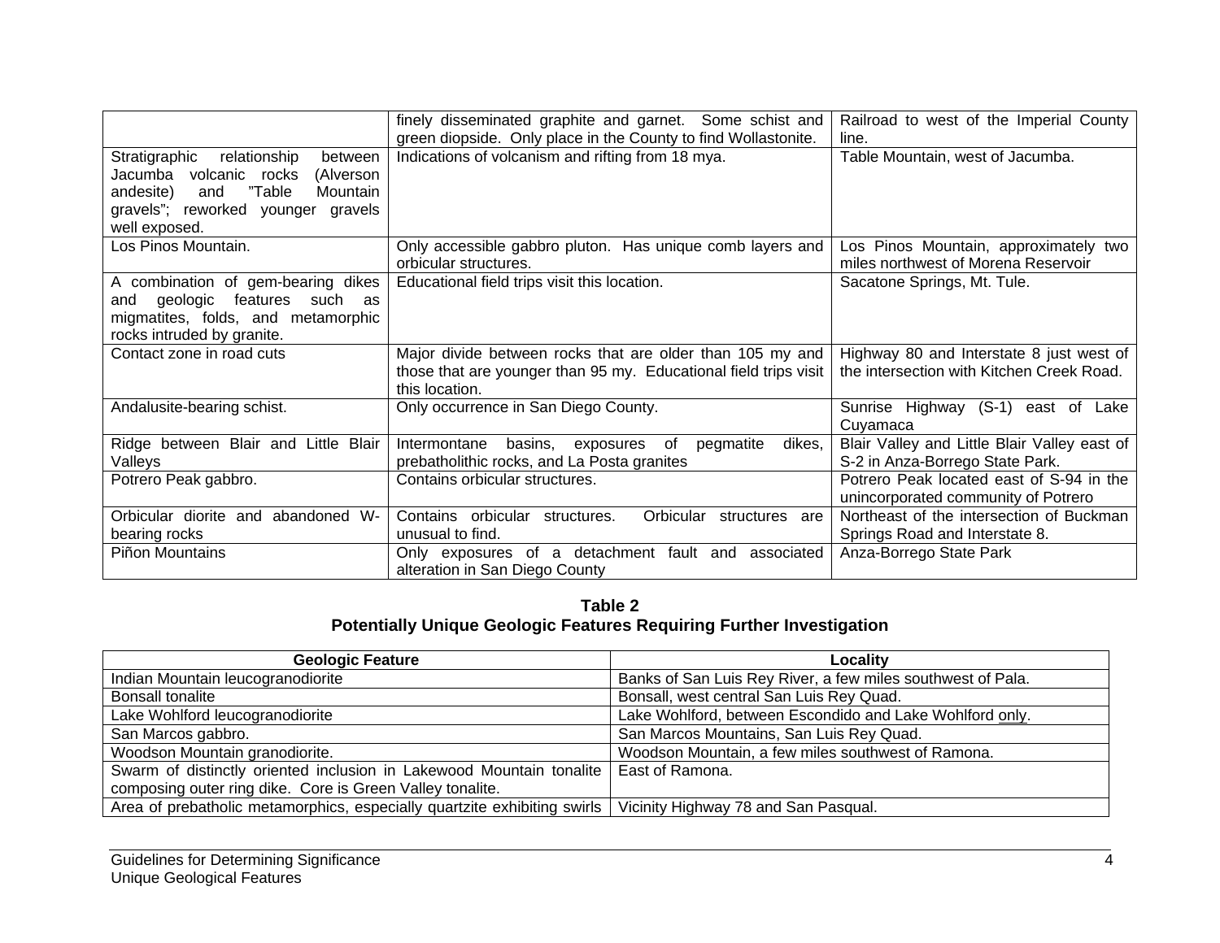| | | |
|---|---|---|
| | finely disseminated graphite and garnet. Some schist and green diopside. Only place in the County to find Wollastonite. | Railroad to west of the Imperial County line. |
| Stratigraphic relationship between Jacumba volcanic rocks (Alverson andesite) and "Table Mountain gravels"; reworked younger gravels well exposed. | Indications of volcanism and rifting from 18 mya. | Table Mountain, west of Jacumba. |
| Los Pinos Mountain. | Only accessible gabbro pluton. Has unique comb layers and orbicular structures. | Los Pinos Mountain, approximately two miles northwest of Morena Reservoir |
| A combination of gem-bearing dikes and geologic features such as migmatites, folds, and metamorphic rocks intruded by granite. | Educational field trips visit this location. | Sacatone Springs, Mt. Tule. |
| Contact zone in road cuts | Major divide between rocks that are older than 105 my and those that are younger than 95 my. Educational field trips visit this location. | Highway 80 and Interstate 8 just west of the intersection with Kitchen Creek Road. |
| Andalusite-bearing schist. | Only occurrence in San Diego County. | Sunrise Highway (S-1) east of Lake Cuyamaca |
| Ridge between Blair and Little Blair Valleys | Intermontane basins, exposures of pegmatite dikes, prebatholithic rocks, and La Posta granites | Blair Valley and Little Blair Valley east of S-2 in Anza-Borrego State Park. |
| Potrero Peak gabbro. | Contains orbicular structures. | Potrero Peak located east of S-94 in the unincorporated community of Potrero |
| Orbicular diorite and abandoned W-bearing rocks | Contains orbicular structures. Orbicular structures are unusual to find. | Northeast of the intersection of Buckman Springs Road and Interstate 8. |
| Piñon Mountains | Only exposures of a detachment fault and associated alteration in San Diego County | Anza-Borrego State Park |

**Table 2**
**Potentially Unique Geologic Features Requiring Further Investigation**

| Geologic Feature | Locality |
|---|---|
| Indian Mountain leucogranodiorite | Banks of San Luis Rey River, a few miles southwest of Pala. |
| Bonsall tonalite | Bonsall, west central San Luis Rey Quad. |
| Lake Wohlford leucogranodiorite | Lake Wohlford, between Escondido and Lake Wohlford only. |
| San Marcos gabbro. | San Marcos Mountains, San Luis Rey Quad. |
| Woodson Mountain granodiorite. | Woodson Mountain, a few miles southwest of Ramona. |
| Swarm of distinctly oriented inclusion in Lakewood Mountain tonalite composing outer ring dike. Core is Green Valley tonalite. | East of Ramona. |
| Area of prebatholic metamorphics, especially quartzite exhibiting swirls | Vicinity Highway 78 and San Pasqual. |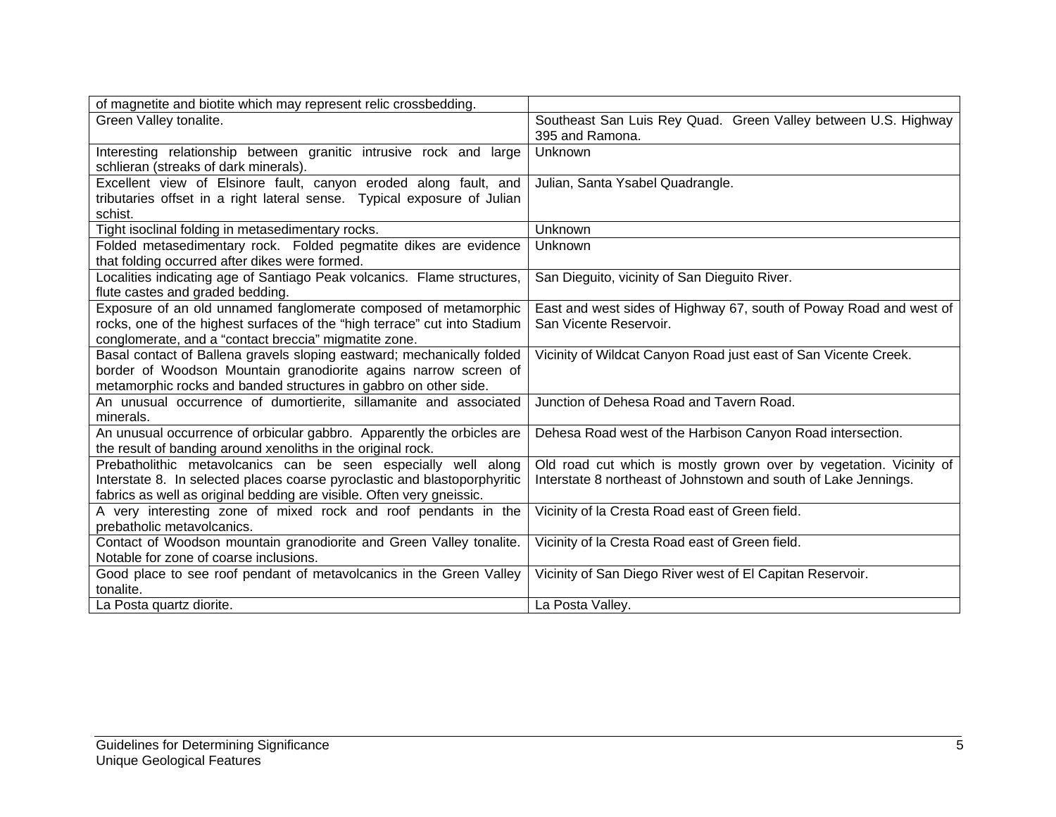| | |
|---|---|
| of magnetite and biotite which may represent relic crossbedding. | |
| Green Valley tonalite. | Southeast San Luis Rey Quad. Green Valley between U.S. Highway 395 and Ramona. |
| Interesting relationship between granitic intrusive rock and large schlieran (streaks of dark minerals). | Unknown |
| Excellent view of Elsinore fault, canyon eroded along fault, and tributaries offset in a right lateral sense. Typical exposure of Julian schist. | Julian, Santa Ysabel Quadrangle. |
| Tight isoclinal folding in metasedimentary rocks. | Unknown |
| Folded metasedimentary rock. Folded pegmatite dikes are evidence that folding occurred after dikes were formed. | Unknown |
| Localities indicating age of Santiago Peak volcanics. Flame structures, flute castes and graded bedding. | San Dieguito, vicinity of San Dieguito River. |
| Exposure of an old unnamed fanglomerate composed of metamorphic rocks, one of the highest surfaces of the "high terrace" cut into Stadium conglomerate, and a "contact breccia" migmatite zone. | East and west sides of Highway 67, south of Poway Road and west of San Vicente Reservoir. |
| Basal contact of Ballena gravels sloping eastward; mechanically folded border of Woodson Mountain granodiorite agains narrow screen of metamorphic rocks and banded structures in gabbro on other side. | Vicinity of Wildcat Canyon Road just east of San Vicente Creek. |
| An unusual occurrence of dumortierite, sillamanite and associated minerals. | Junction of Dehesa Road and Tavern Road. |
| An unusual occurrence of orbicular gabbro. Apparently the orbicles are the result of banding around xenoliths in the original rock. | Dehesa Road west of the Harbison Canyon Road intersection. |
| Prebatholithic metavolcanics can be seen especially well along Interstate 8. In selected places coarse pyroclastic and blastoporphyritic fabrics as well as original bedding are visible. Often very gneissic. | Old road cut which is mostly grown over by vegetation. Vicinity of Interstate 8 northeast of Johnstown and south of Lake Jennings. |
| A very interesting zone of mixed rock and roof pendants in the prebatholic metavolcanics. | Vicinity of la Cresta Road east of Green field. |
| Contact of Woodson mountain granodiorite and Green Valley tonalite. Notable for zone of coarse inclusions. | Vicinity of la Cresta Road east of Green field. |
| Good place to see roof pendant of metavolcanics in the Green Valley tonalite. | Vicinity of San Diego River west of El Capitan Reservoir. |
| La Posta quartz diorite. | La Posta Valley. |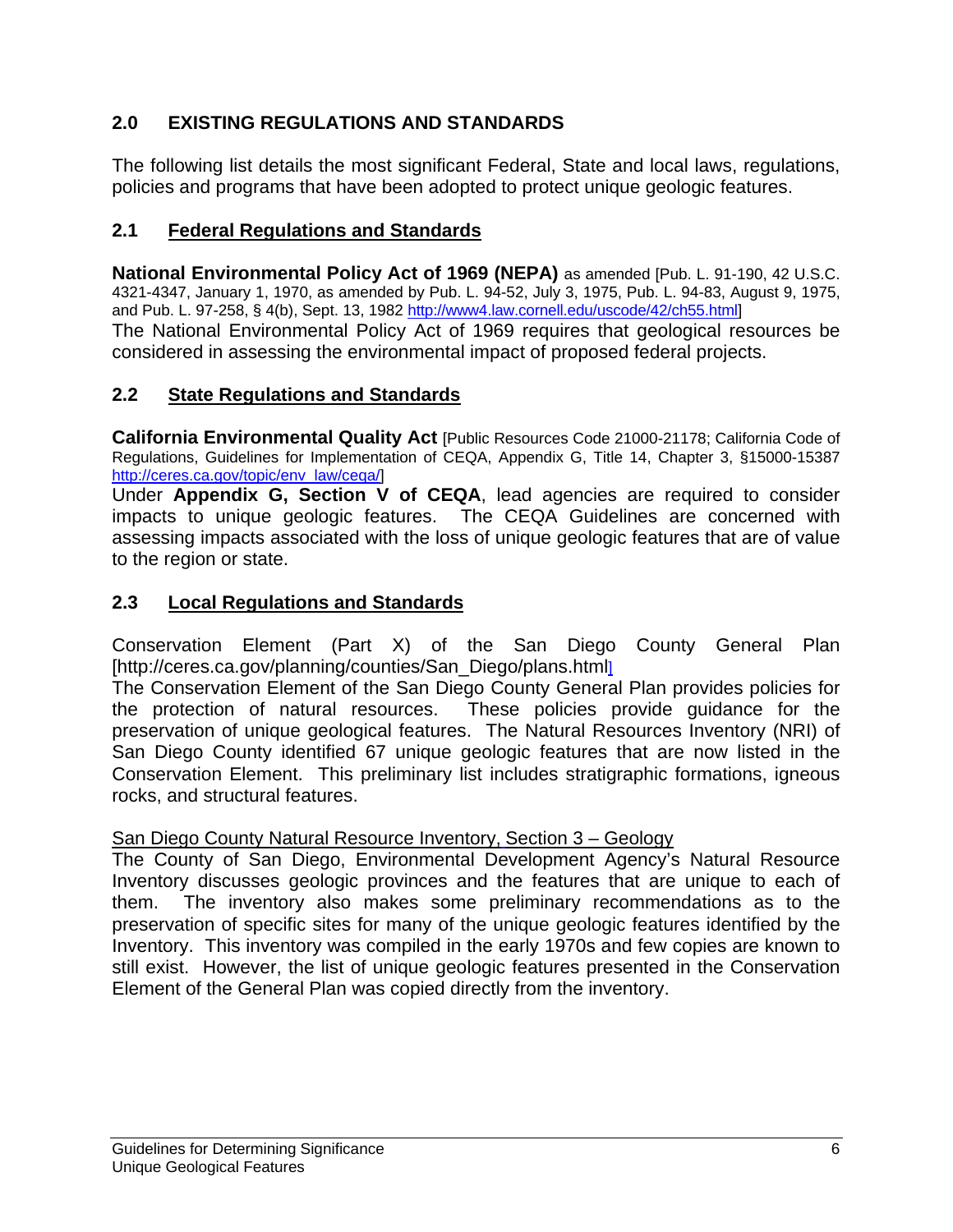## 2.0 EXISTING REGULATIONS AND STANDARDS

The following list details the most significant Federal, State and local laws, regulations, policies and programs that have been adopted to protect unique geologic features.

### 2.1 Federal Regulations and Standards

**National Environmental Policy Act of 1969 (NEPA)** as amended [Pub. L. 91-190, 42 U.S.C. 4321-4347, January 1, 1970, as amended by Pub. L. 94-52, July 3, 1975, Pub. L. 94-83, August 9, 1975, and Pub. L. 97-258, § 4(b), Sept. 13, 1982 http://www4.law.cornell.edu/uscode/42/ch55.html]

The National Environmental Policy Act of 1969 requires that geological resources be considered in assessing the environmental impact of proposed federal projects.

### 2.2 State Regulations and Standards

**California Environmental Quality Act** [Public Resources Code 21000-21178; California Code of Regulations, Guidelines for Implementation of CEQA, Appendix G, Title 14, Chapter 3, §15000-15387 http://ceres.ca.gov/topic/env_law/ceqa/]

Under **Appendix G, Section V of CEQA**, lead agencies are required to consider impacts to unique geologic features. The CEQA Guidelines are concerned with assessing impacts associated with the loss of unique geologic features that are of value to the region or state.

### 2.3 Local Regulations and Standards

Conservation Element (Part X) of the San Diego County General Plan [http://ceres.ca.gov/planning/counties/San_Diego/plans.html]

The Conservation Element of the San Diego County General Plan provides policies for the protection of natural resources. These policies provide guidance for the preservation of unique geological features. The Natural Resources Inventory (NRI) of San Diego County identified 67 unique geologic features that are now listed in the Conservation Element. This preliminary list includes stratigraphic formations, igneous rocks, and structural features.

San Diego County Natural Resource Inventory, Section 3 – Geology

The County of San Diego, Environmental Development Agency's Natural Resource Inventory discusses geologic provinces and the features that are unique to each of them. The inventory also makes some preliminary recommendations as to the preservation of specific sites for many of the unique geologic features identified by the Inventory. This inventory was compiled in the early 1970s and few copies are known to still exist. However, the list of unique geologic features presented in the Conservation Element of the General Plan was copied directly from the inventory.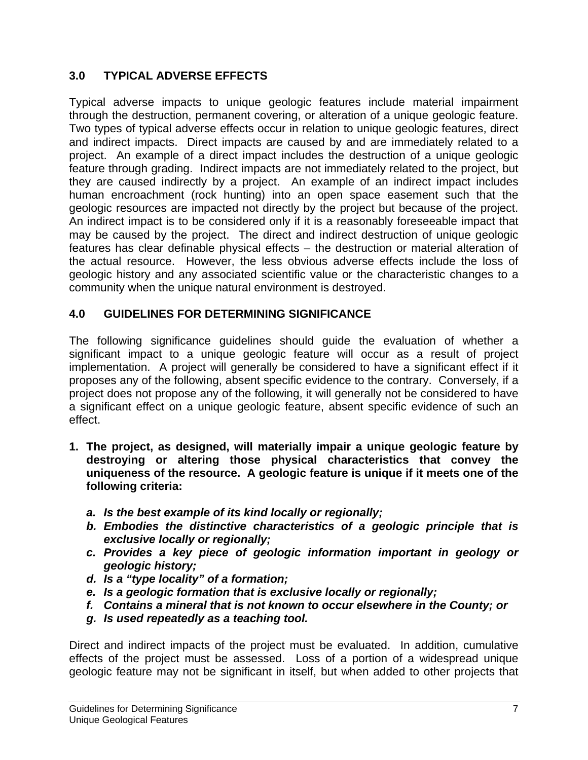## 3.0 TYPICAL ADVERSE EFFECTS

Typical adverse impacts to unique geologic features include material impairment through the destruction, permanent covering, or alteration of a unique geologic feature. Two types of typical adverse effects occur in relation to unique geologic features, direct and indirect impacts. Direct impacts are caused by and are immediately related to a project. An example of a direct impact includes the destruction of a unique geologic feature through grading. Indirect impacts are not immediately related to the project, but they are caused indirectly by a project. An example of an indirect impact includes human encroachment (rock hunting) into an open space easement such that the geologic resources are impacted not directly by the project but because of the project. An indirect impact is to be considered only if it is a reasonably foreseeable impact that may be caused by the project. The direct and indirect destruction of unique geologic features has clear definable physical effects – the destruction or material alteration of the actual resource. However, the less obvious adverse effects include the loss of geologic history and any associated scientific value or the characteristic changes to a community when the unique natural environment is destroyed.

## 4.0 GUIDELINES FOR DETERMINING SIGNIFICANCE

The following significance guidelines should guide the evaluation of whether a significant impact to a unique geologic feature will occur as a result of project implementation. A project will generally be considered to have a significant effect if it proposes any of the following, absent specific evidence to the contrary. Conversely, if a project does not propose any of the following, it will generally not be considered to have a significant effect on a unique geologic feature, absent specific evidence of such an effect.

1. **The project, as designed, will materially impair a unique geologic feature by destroying or altering those physical characteristics that convey the uniqueness of the resource. A geologic feature is unique if it meets one of the following criteria:**

   a. ***Is the best example of its kind locally or regionally;***
   b. ***Embodies the distinctive characteristics of a geologic principle that is exclusive locally or regionally;***
   c. ***Provides a key piece of geologic information important in geology or geologic history;***
   d. ***Is a "type locality" of a formation;***
   e. ***Is a geologic formation that is exclusive locally or regionally;***
   f. ***Contains a mineral that is not known to occur elsewhere in the County; or***
   g. ***Is used repeatedly as a teaching tool.***

Direct and indirect impacts of the project must be evaluated. In addition, cumulative effects of the project must be assessed. Loss of a portion of a widespread unique geologic feature may not be significant in itself, but when added to other projects that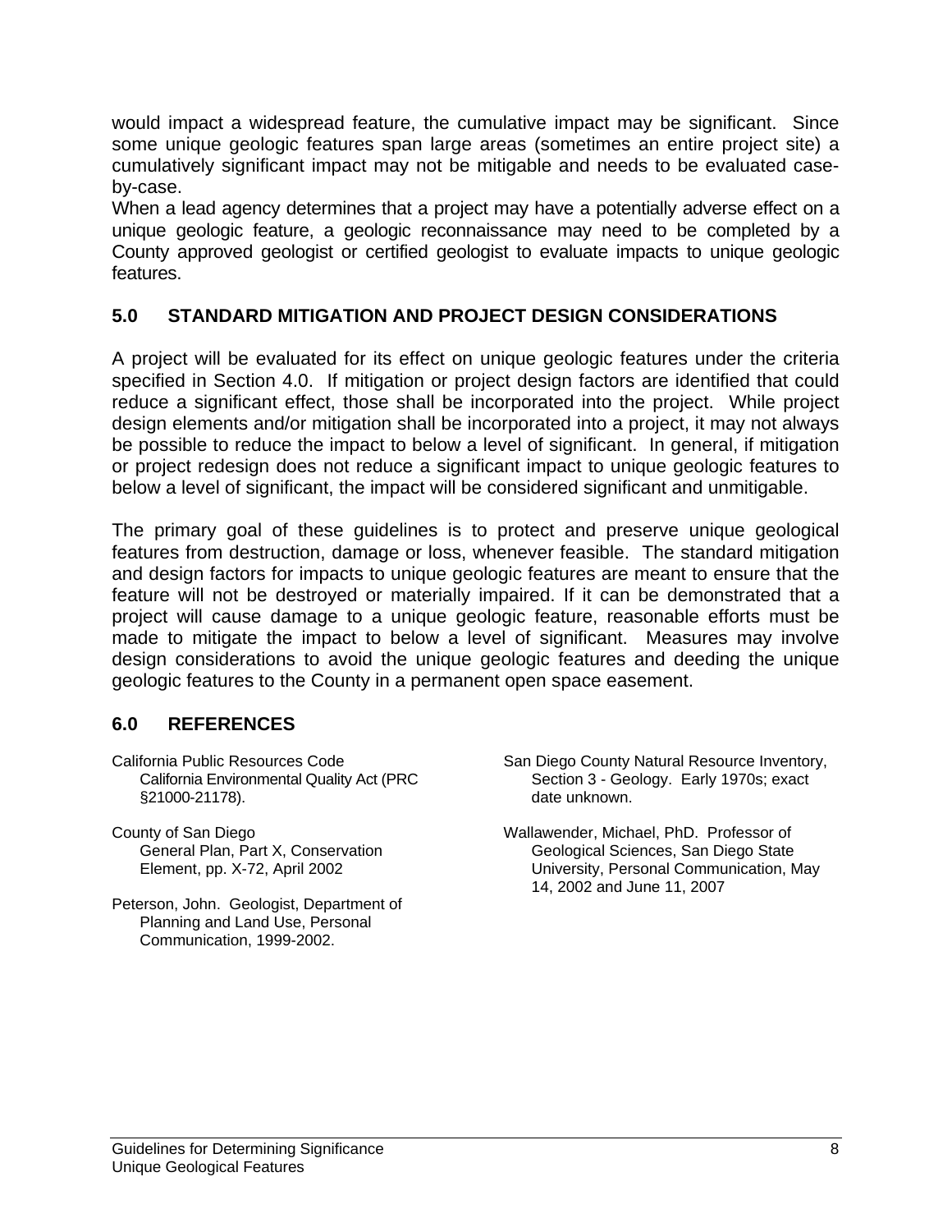would impact a widespread feature, the cumulative impact may be significant. Since some unique geologic features span large areas (sometimes an entire project site) a cumulatively significant impact may not be mitigable and needs to be evaluated case-by-case.

When a lead agency determines that a project may have a potentially adverse effect on a unique geologic feature, a geologic reconnaissance may need to be completed by a County approved geologist or certified geologist to evaluate impacts to unique geologic features.

## 5.0 STANDARD MITIGATION AND PROJECT DESIGN CONSIDERATIONS

A project will be evaluated for its effect on unique geologic features under the criteria specified in Section 4.0. If mitigation or project design factors are identified that could reduce a significant effect, those shall be incorporated into the project. While project design elements and/or mitigation shall be incorporated into a project, it may not always be possible to reduce the impact to below a level of significant. In general, if mitigation or project redesign does not reduce a significant impact to unique geologic features to below a level of significant, the impact will be considered significant and unmitigable.

The primary goal of these guidelines is to protect and preserve unique geological features from destruction, damage or loss, whenever feasible. The standard mitigation and design factors for impacts to unique geologic features are meant to ensure that the feature will not be destroyed or materially impaired. If it can be demonstrated that a project will cause damage to a unique geologic feature, reasonable efforts must be made to mitigate the impact to below a level of significant. Measures may involve design considerations to avoid the unique geologic features and deeding the unique geologic features to the County in a permanent open space easement.

## 6.0 REFERENCES

California Public Resources Code
California Environmental Quality Act (PRC §21000-21178).

County of San Diego
General Plan, Part X, Conservation Element, pp. X-72, April 2002

Peterson, John. Geologist, Department of Planning and Land Use, Personal Communication, 1999-2002.

San Diego County Natural Resource Inventory, Section 3 - Geology. Early 1970s; exact date unknown.

Wallawender, Michael, PhD. Professor of Geological Sciences, San Diego State University, Personal Communication, May 14, 2002 and June 11, 2007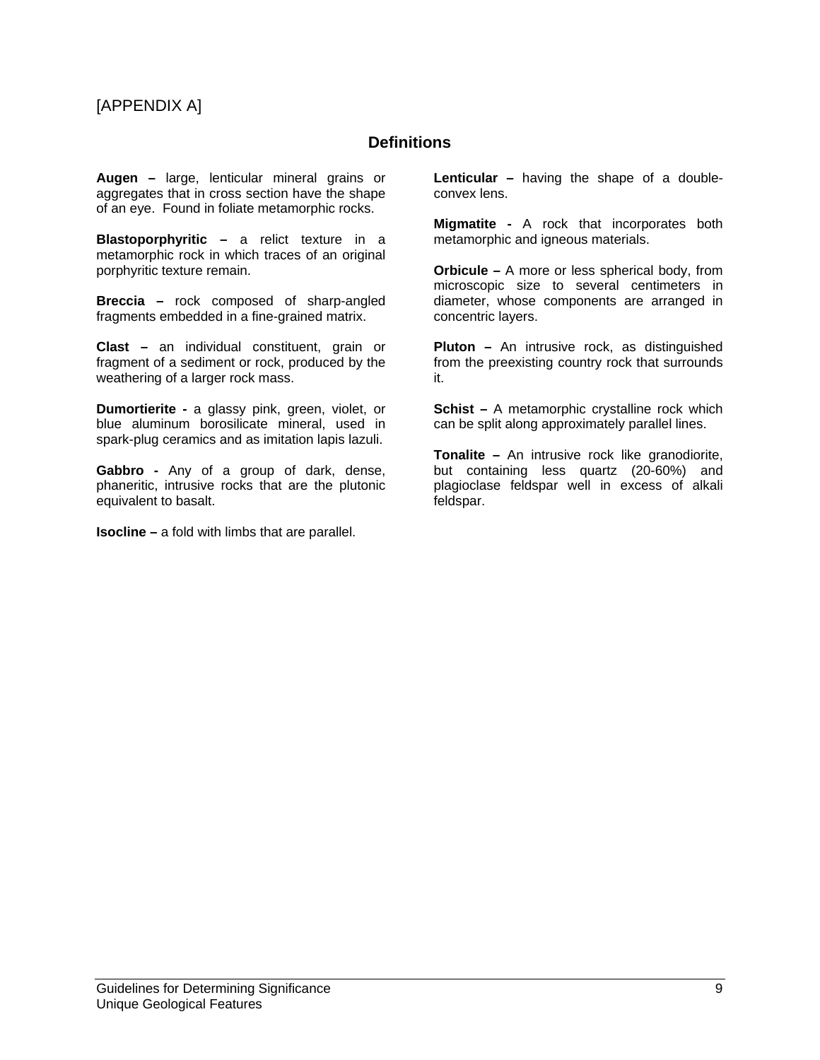[APPENDIX A]

## Definitions

**Augen –** large, lenticular mineral grains or aggregates that in cross section have the shape of an eye. Found in foliate metamorphic rocks.

**Blastoporphyritic –** a relict texture in a metamorphic rock in which traces of an original porphyritic texture remain.

**Breccia –** rock composed of sharp-angled fragments embedded in a fine-grained matrix.

**Clast –** an individual constituent, grain or fragment of a sediment or rock, produced by the weathering of a larger rock mass.

**Dumortierite -** a glassy pink, green, violet, or blue aluminum borosilicate mineral, used in spark-plug ceramics and as imitation lapis lazuli.

**Gabbro -** Any of a group of dark, dense, phaneritic, intrusive rocks that are the plutonic equivalent to basalt.

**Isocline –** a fold with limbs that are parallel.

**Lenticular –** having the shape of a double-convex lens.

**Migmatite -** A rock that incorporates both metamorphic and igneous materials.

**Orbicule –** A more or less spherical body, from microscopic size to several centimeters in diameter, whose components are arranged in concentric layers.

**Pluton –** An intrusive rock, as distinguished from the preexisting country rock that surrounds it.

**Schist –** A metamorphic crystalline rock which can be split along approximately parallel lines.

**Tonalite –** An intrusive rock like granodiorite, but containing less quartz (20-60%) and plagioclase feldspar well in excess of alkali feldspar.